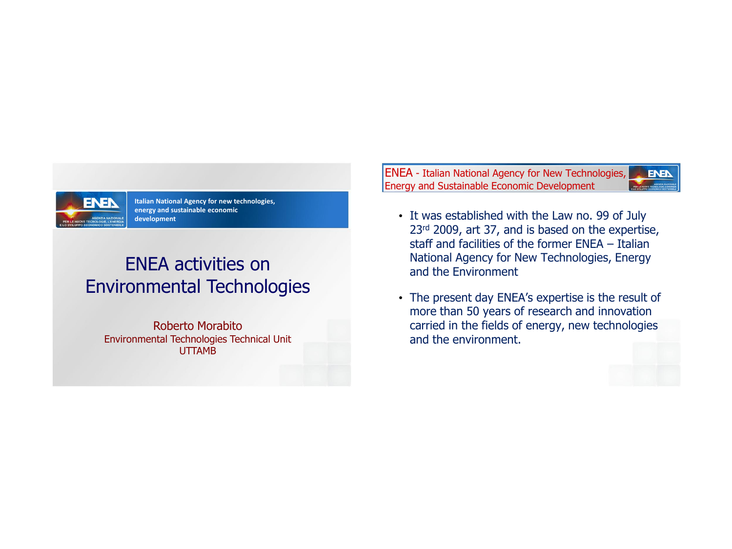Italian National Agency for new technologies, energy and sustainable economic development

# ENEA activities on Environmental Technologies

Roberto Morabito
Environmental Technologies Technical Unit
UTTAMB

## ENEA - Italian National Agency for New Technologies, Energy and Sustainable Economic Development

- It was established with the Law no. 99 of July 23rd 2009, art 37, and is based on the expertise, staff and facilities of the former ENEA – Italian National Agency for New Technologies, Energy and the Environment
- The present day ENEA's expertise is the result of more than 50 years of research and innovation carried in the fields of energy, new technologies and the environment.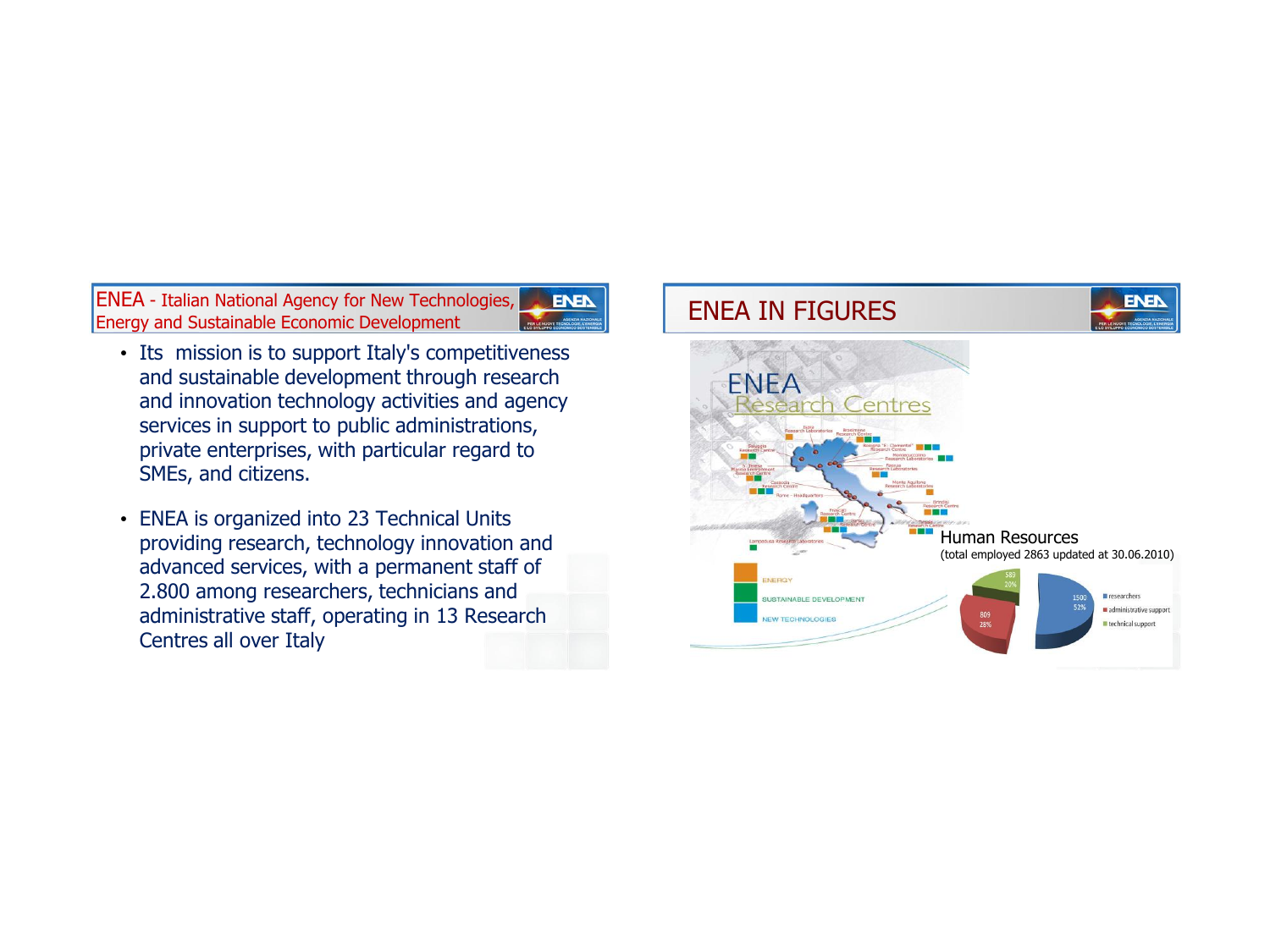## ENEA - Italian National Agency for New Technologies, Energy and Sustainable Economic Development

- Its mission is to support Italy's competitiveness and sustainable development through research and innovation technology activities and agency services in support to public administrations, private enterprises, with particular regard to SMEs, and citizens.
- ENEA is organized into 23 Technical Units providing research, technology innovation and advanced services, with a permanent staff of 2.800 among researchers, technicians and administrative staff, operating in 13 Research Centres all over Italy

## ENEA IN FIGURES

ENEA Research Centres

ENERGY

SUSTAINABLE DEVELOPMENT

NEW TECHNOLOGIES

Human Resources

(total employed 2863 updated at 30.06.2010)

| Category | Number | % |
|---|---|---|
| researchers | 1500 | 52% |
| administrative support | 809 | 28% |
| technical support | 589 | 20% |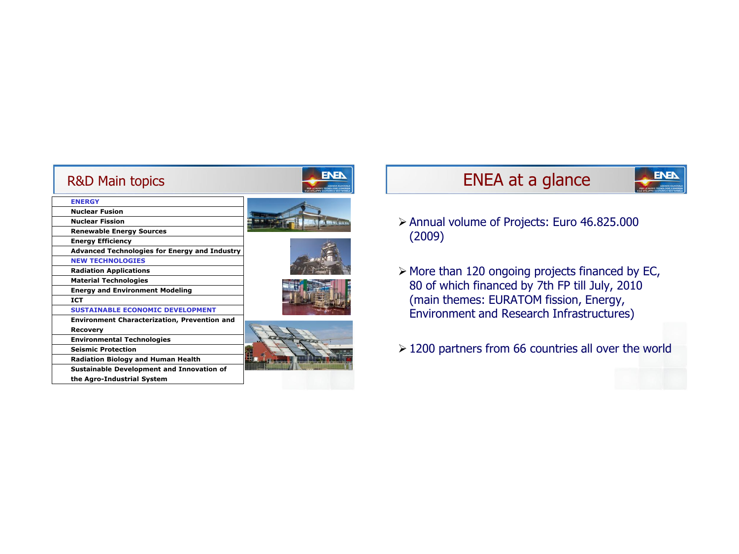## R&D Main topics

| |
|---|
| **ENERGY** |
| Nuclear Fusion |
| Nuclear Fission |
| Renewable Energy Sources |
| Energy Efficiency |
| Advanced Technologies for Energy and Industry |
| **NEW TECHNOLOGIES** |
| Radiation Applications |
| Material Technologies |
| Energy and Environment Modeling |
| ICT |
| **SUSTAINABLE ECONOMIC DEVELOPMENT** |
| Environment Characterization, Prevention and Recovery |
| Environmental Technologies |
| Seismic Protection |
| Radiation Biology and Human Health |
| Sustainable Development and Innovation of the Agro-Industrial System |

## ENEA at a glance

- Annual volume of Projects: Euro 46.825.000 (2009)
- More than 120 ongoing projects financed by EC, 80 of which financed by 7th FP till July, 2010 (main themes: EURATOM fission, Energy, Environment and Research Infrastructures)
- 1200 partners from 66 countries all over the world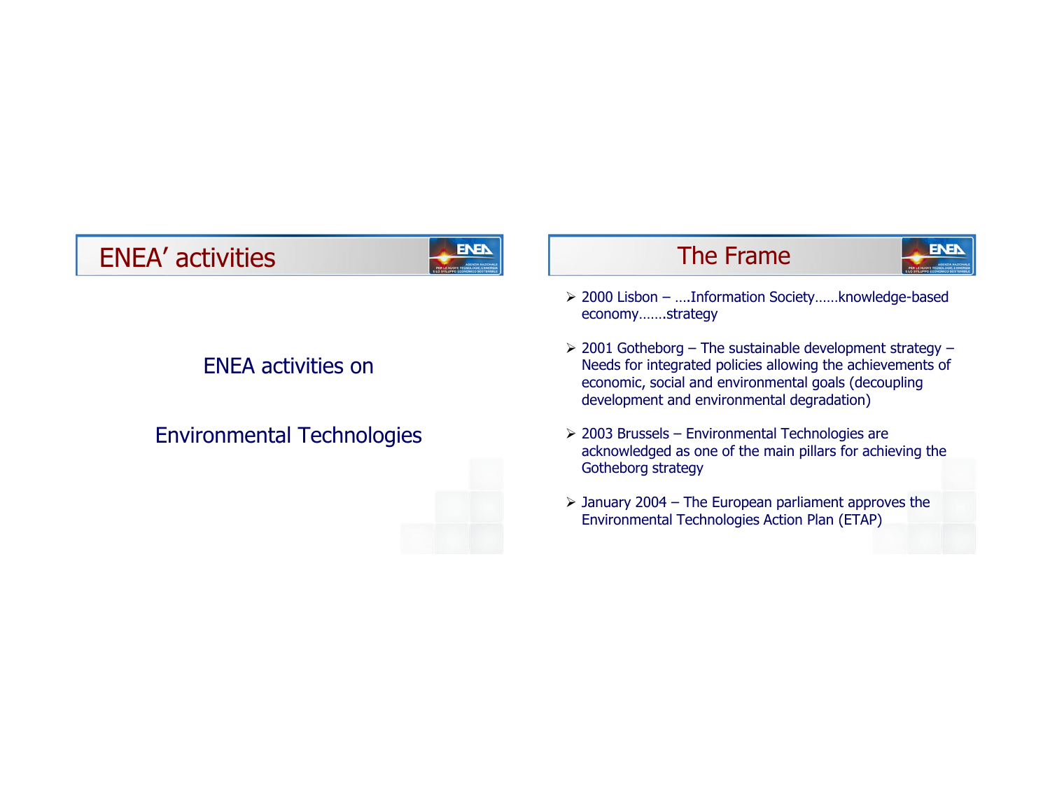## ENEA' activities

ENEA activities on

Environmental Technologies

## The Frame

- 2000 Lisbon – ….Information Society……knowledge-based economy…….strategy
- 2001 Gotheborg – The sustainable development strategy – Needs for integrated policies allowing the achievements of economic, social and environmental goals (decoupling development and environmental degradation)
- 2003 Brussels – Environmental Technologies are acknowledged as one of the main pillars for achieving the Gotheborg strategy
- January 2004 – The European parliament approves the Environmental Technologies Action Plan (ETAP)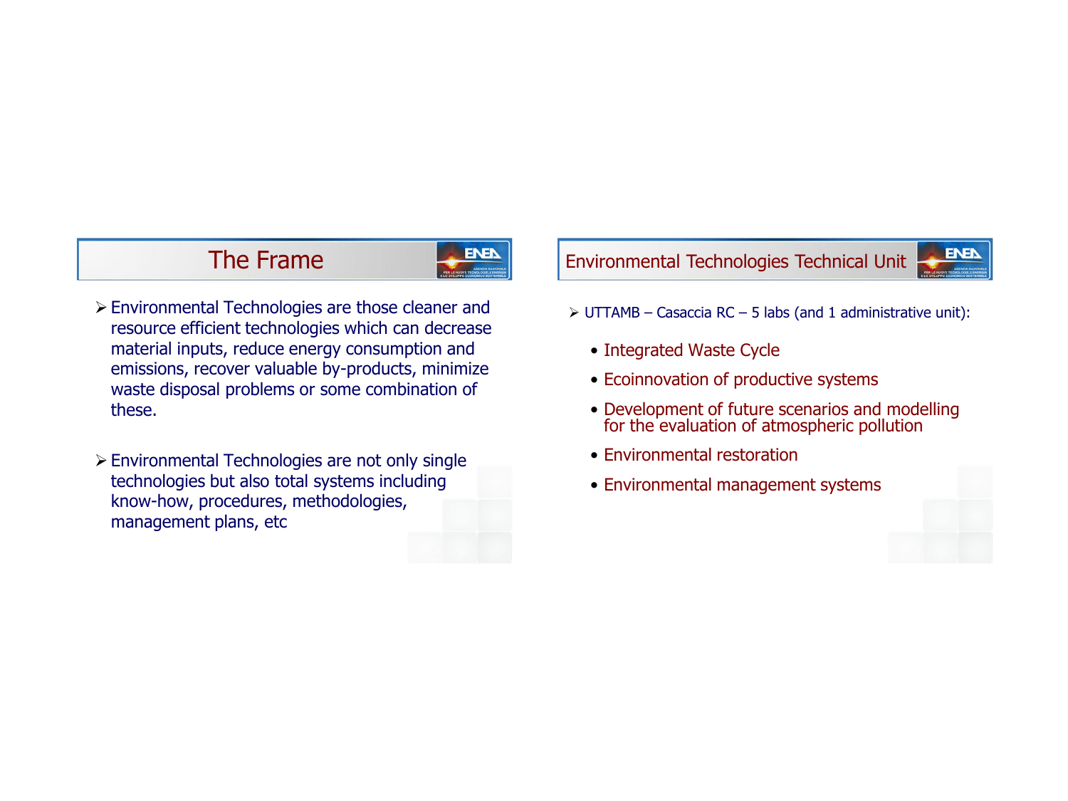## The Frame

- Environmental Technologies are those cleaner and resource efficient technologies which can decrease material inputs, reduce energy consumption and emissions, recover valuable by-products, minimize waste disposal problems or some combination of these.

- Environmental Technologies are not only single technologies but also total systems including know-how, procedures, methodologies, management plans, etc

## Environmental Technologies Technical Unit

- UTTAMB – Casaccia RC – 5 labs (and 1 administrative unit):
  - Integrated Waste Cycle
  - Ecoinnovation of productive systems
  - Development of future scenarios and modelling for the evaluation of atmospheric pollution
  - Environmental restoration
  - Environmental management systems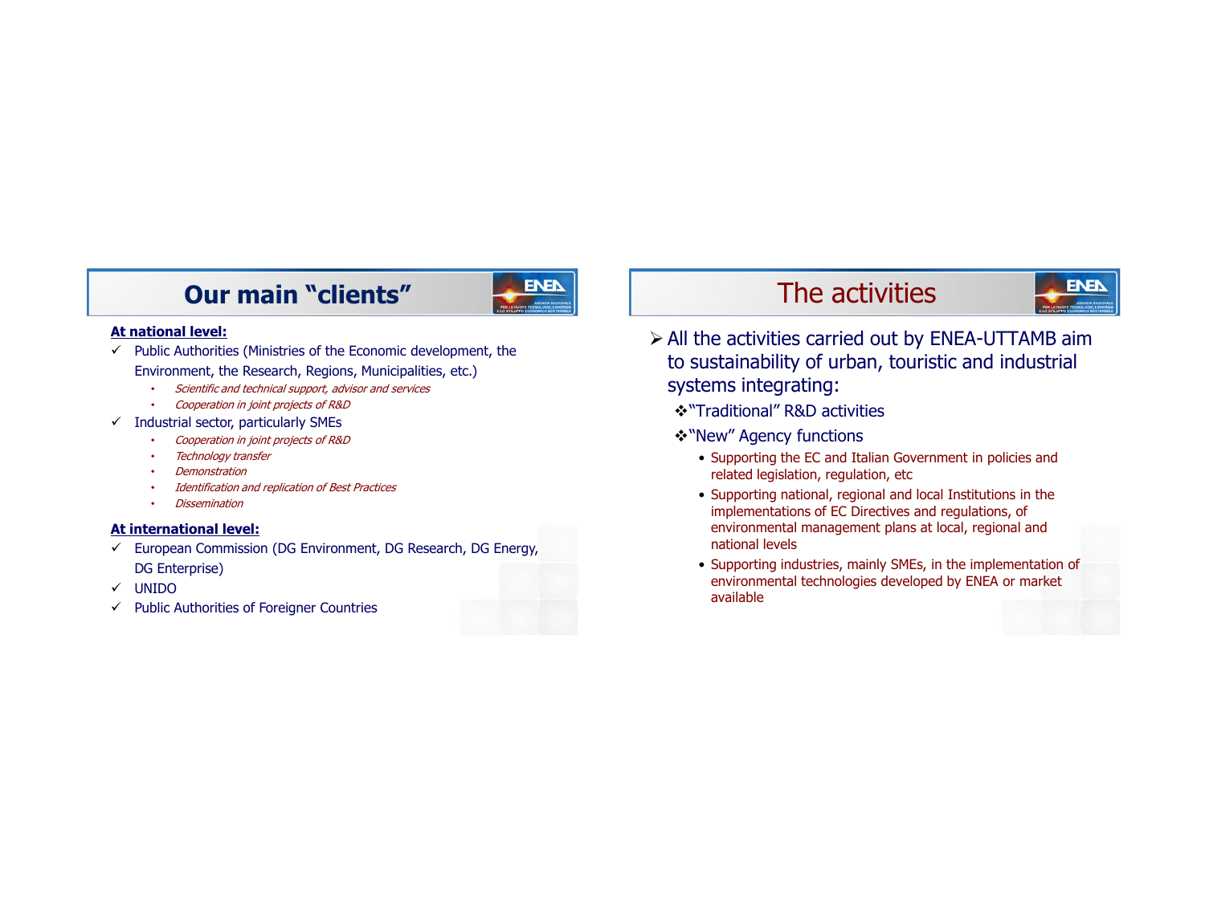## Our main “clients”

**At national level:**

- ✓ Public Authorities (Ministries of the Economic development, the Environment, the Research, Regions, Municipalities, etc.)
  - *Scientific and technical support, advisor and services*
  - *Cooperation in joint projects of R&D*
- ✓ Industrial sector, particularly SMEs
  - *Cooperation in joint projects of R&D*
  - *Technology transfer*
  - *Demonstration*
  - *Identification and replication of Best Practices*
  - *Dissemination*

**At international level:**

- ✓ European Commission (DG Environment, DG Research, DG Energy, DG Enterprise)
- ✓ UNIDO
- ✓ Public Authorities of Foreigner Countries

## The activities

- All the activities carried out by ENEA-UTTAMB aim to sustainability of urban, touristic and industrial systems integrating:
  - “Traditional” R&D activities
  - “New” Agency functions
    - Supporting the EC and Italian Government in policies and related legislation, regulation, etc
    - Supporting national, regional and local Institutions in the implementations of EC Directives and regulations, of environmental management plans at local, regional and national levels
    - Supporting industries, mainly SMEs, in the implementation of environmental technologies developed by ENEA or market available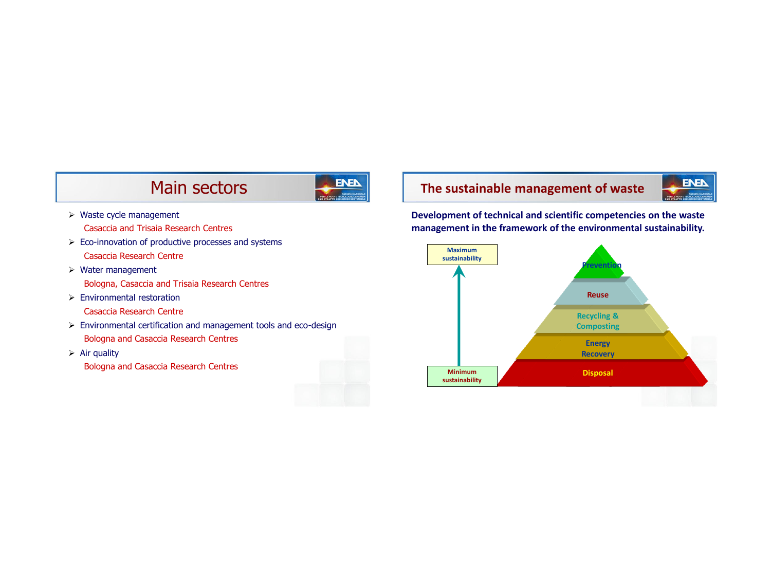# Main sectors

- Waste cycle management
  Casaccia and Trisaia Research Centres
- Eco-innovation of productive processes and systems
  Casaccia Research Centre
- Water management
  Bologna, Casaccia and Trisaia Research Centres
- Environmental restoration
  Casaccia Research Centre
- Environmental certification and management tools and eco-design
  Bologna and Casaccia Research Centres
- Air quality
  Bologna and Casaccia Research Centres

# The sustainable management of waste

**Development of technical and scientific competencies on the waste management in the framework of the environmental sustainability.**

Maximum sustainability

Minimum sustainability

Prevention

Reuse

Recycling & Composting

Energy Recovery

Disposal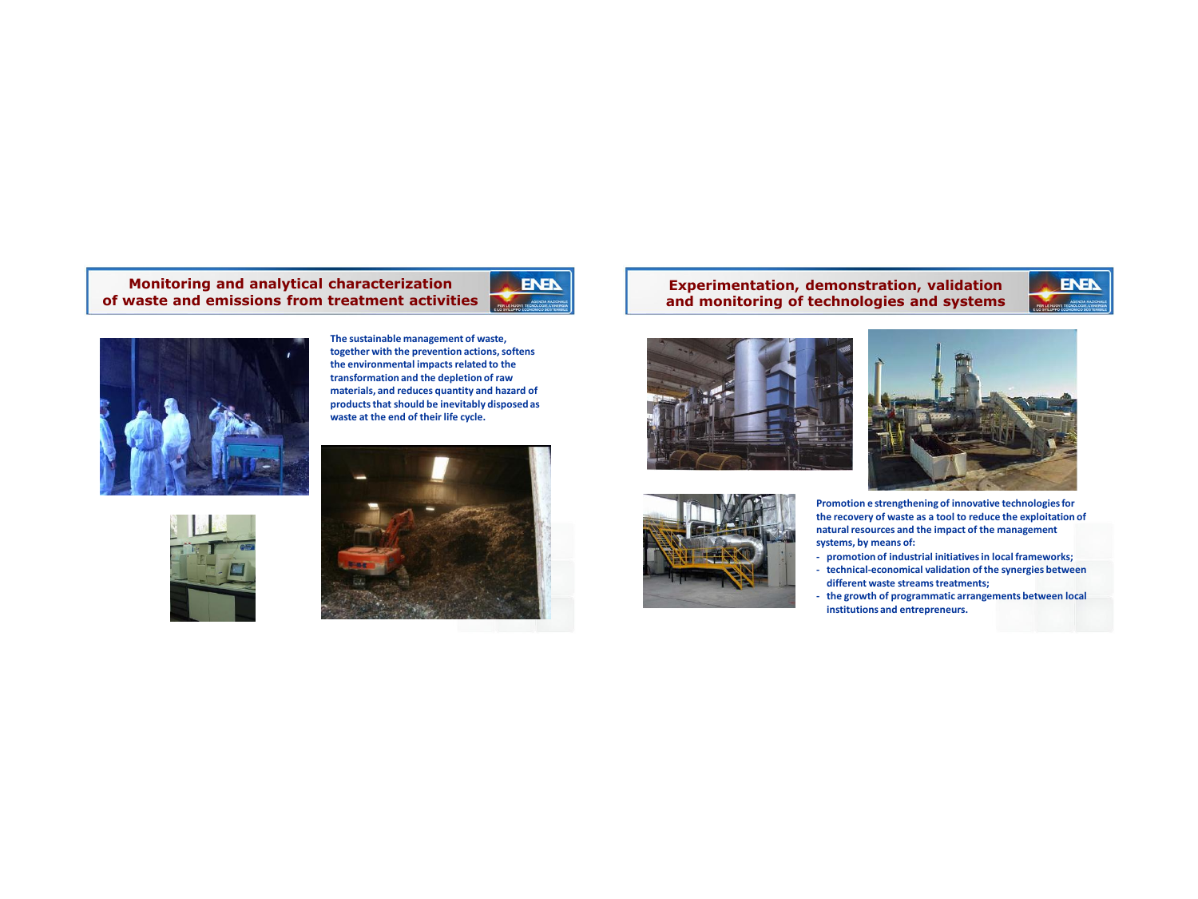## Monitoring and analytical characterization of waste and emissions from treatment activities

The sustainable management of waste, together with the prevention actions, softens the environmental impacts related to the transformation and the depletion of raw materials, and reduces quantity and hazard of products that should be inevitably disposed as waste at the end of their life cycle.

## Experimentation, demonstration, validation and monitoring of technologies and systems

Promotion e strengthening of innovative technologies for the recovery of waste as a tool to reduce the exploitation of natural resources and the impact of the management systems, by means of:

- promotion of industrial initiatives in local frameworks;
- technical-economical validation of the synergies between different waste streams treatments;
- the growth of programmatic arrangements between local institutions and entrepreneurs.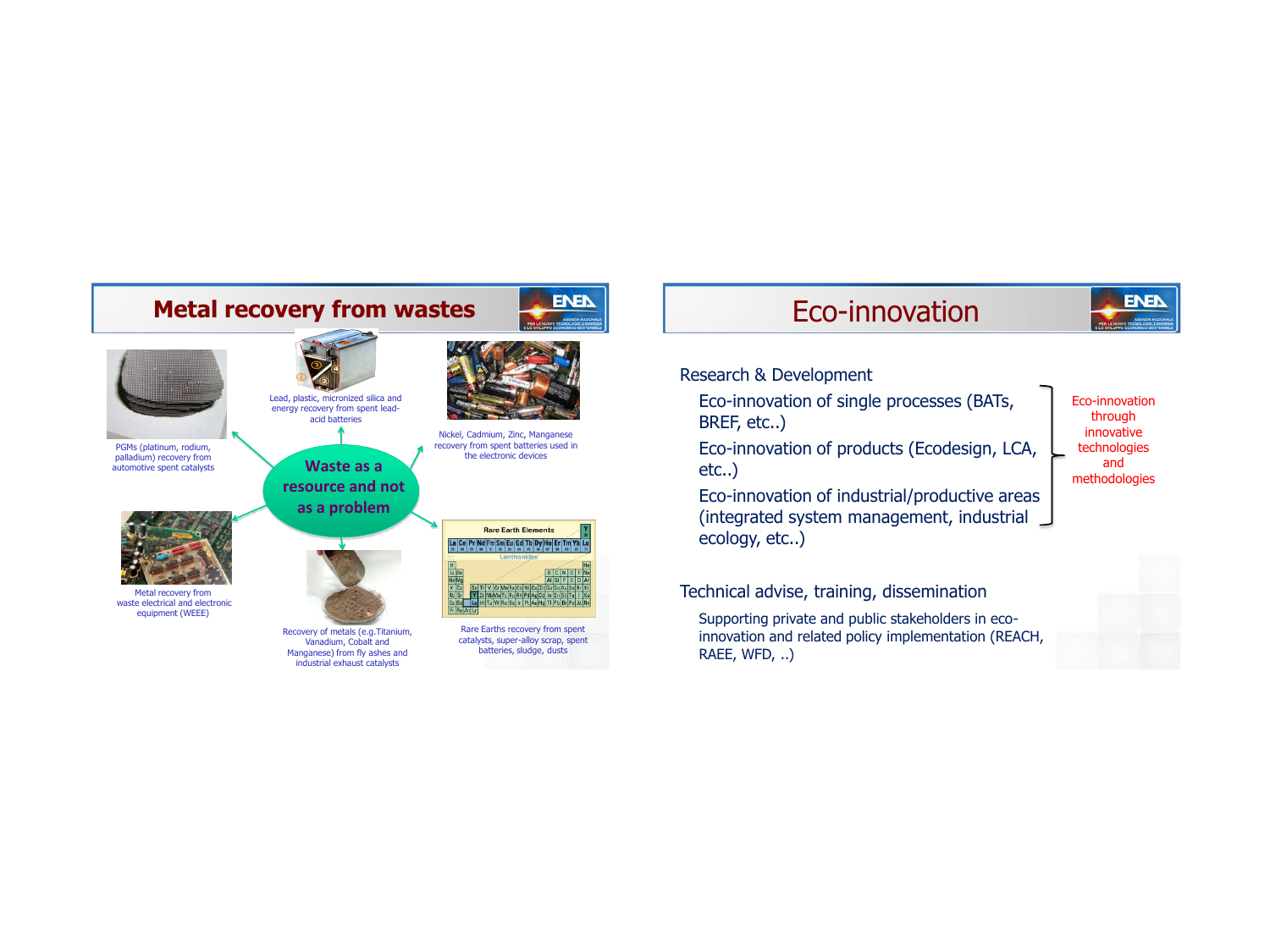## Metal recovery from wastes

**Waste as a resource and not as a problem**

- PGMs (platinum, rodium, palladium) recovery from automotive spent catalysts
- Lead, plastic, micronized silica and energy recovery from spent lead-acid batteries
- Nickel, Cadmium, Zinc, Manganese recovery from spent batteries used in the electronic devices
- Metal recovery from waste electrical and electronic equipment (WEEE)
- Recovery of metals (e.g.Titanium, Vanadium, Cobalt and Manganese) from fly ashes and industrial exhaust catalysts
- Rare Earths recovery from spent catalysts, super-alloy scrap, spent batteries, sludge, dusts

## Eco-innovation

**Research & Development**

- Eco-innovation of single processes (BATs, BREF, etc..)
- Eco-innovation of products (Ecodesign, LCA, etc..)
- Eco-innovation of industrial/productive areas (integrated system management, industrial ecology, etc..)

Eco-innovation through innovative technologies and methodologies

**Technical advise, training, dissemination**

- Supporting private and public stakeholders in eco-innovation and related policy implementation (REACH, RAEE, WFD, ..)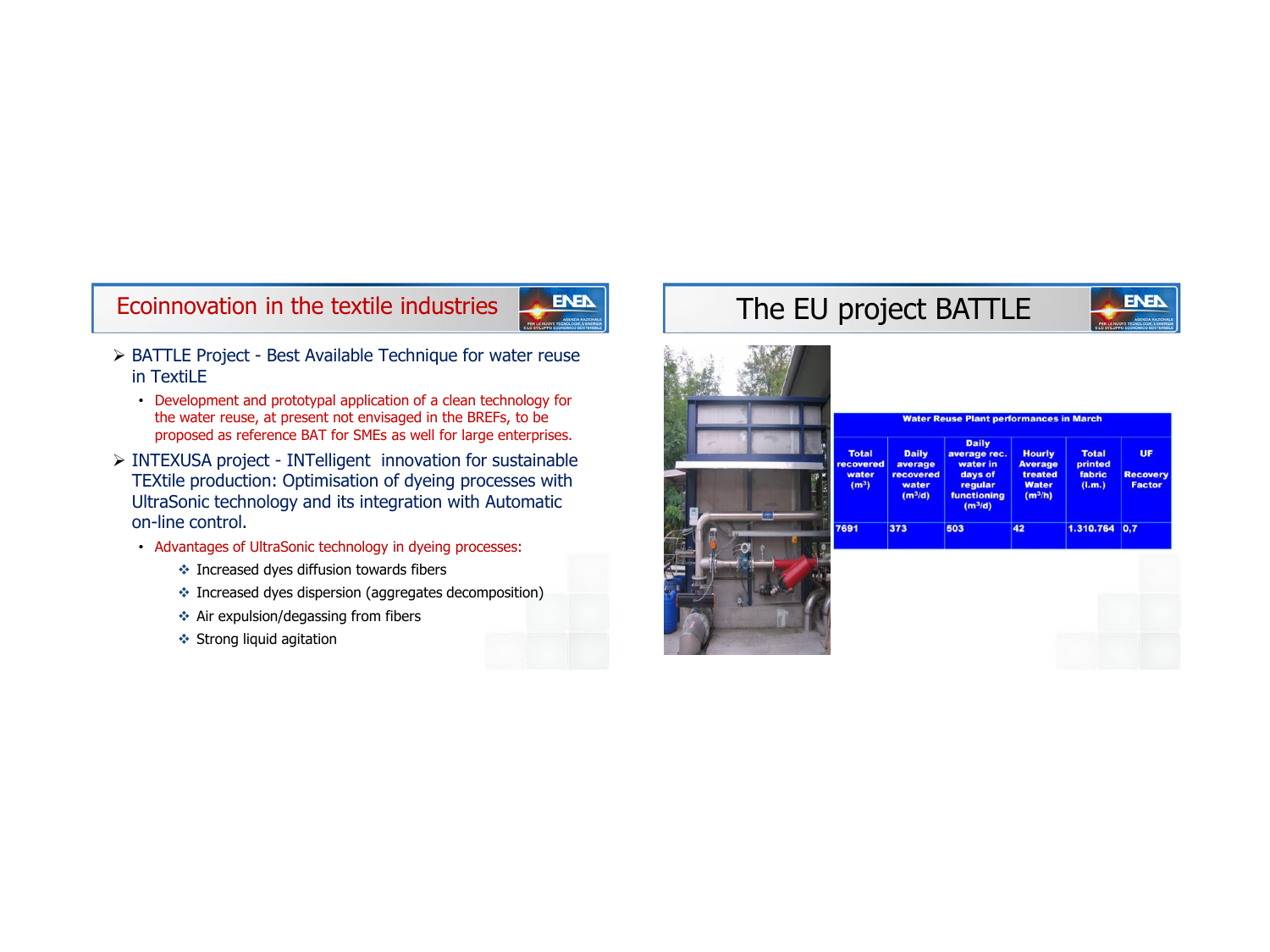## Ecoinnovation in the textile industries

- BATTLE Project - Best Available Technique for water reuse in TextiLE
  - Development and prototypal application of a clean technology for the water reuse, at present not envisaged in the BREFs, to be proposed as reference BAT for SMEs as well for large enterprises.
- INTEXUSA project - INTelligent innovation for sustainable TEXtile production: Optimisation of dyeing processes with UltraSonic technology and its integration with Automatic on-line control.
  - Advantages of UltraSonic technology in dyeing processes:
    - Increased dyes diffusion towards fibers
    - Increased dyes dispersion (aggregates decomposition)
    - Air expulsion/degassing from fibers
    - Strong liquid agitation

## The EU project BATTLE

**Water Reuse Plant performances in March**

| Total recovered water ($m^3$) | Daily average recovered water ($m^3/d$) | Daily average rec. water in days of regular functioning ($m^3/d$) | Hourly Average treated Water ($m^3/h$) | Total printed fabric (l.m.) | UF Recovery Factor |
|---|---|---|---|---|---|
| 7691 | 373 | 503 | 42 | 1.310.764 | 0,7 |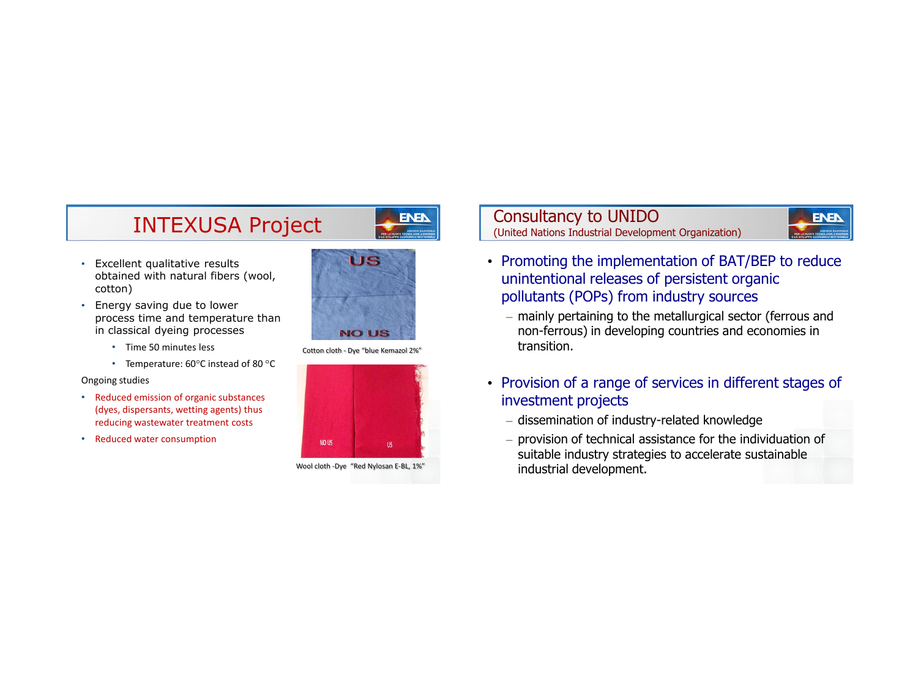# INTEXUSA Project

- Excellent qualitative results obtained with natural fibers (wool, cotton)
- Energy saving due to lower process time and temperature than in classical dyeing processes
  - Time 50 minutes less
  - Temperature: 60°C instead of 80 °C

Ongoing studies

- Reduced emission of organic substances (dyes, dispersants, wetting agents) thus reducing wastewater treatment costs
- Reduced water consumption

Cotton cloth - Dye "blue Kemazol 2%"

Wool cloth -Dye "Red Nylosan E-BL, 1%"

# Consultancy to UNIDO

(United Nations Industrial Development Organization)

- Promoting the implementation of BAT/BEP to reduce unintentional releases of persistent organic pollutants (POPs) from industry sources
  - mainly pertaining to the metallurgical sector (ferrous and non-ferrous) in developing countries and economies in transition.
- Provision of a range of services in different stages of investment projects
  - dissemination of industry-related knowledge
  - provision of technical assistance for the individuation of suitable industry strategies to accelerate sustainable industrial development.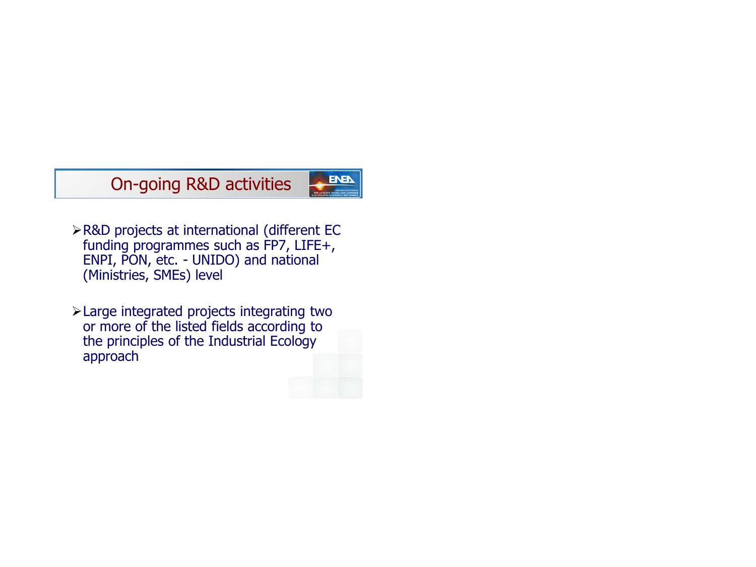## On-going R&D activities

- R&D projects at international (different EC funding programmes such as FP7, LIFE+, ENPI, PON, etc. - UNIDO) and national (Ministries, SMEs) level

- Large integrated projects integrating two or more of the listed fields according to the principles of the Industrial Ecology approach